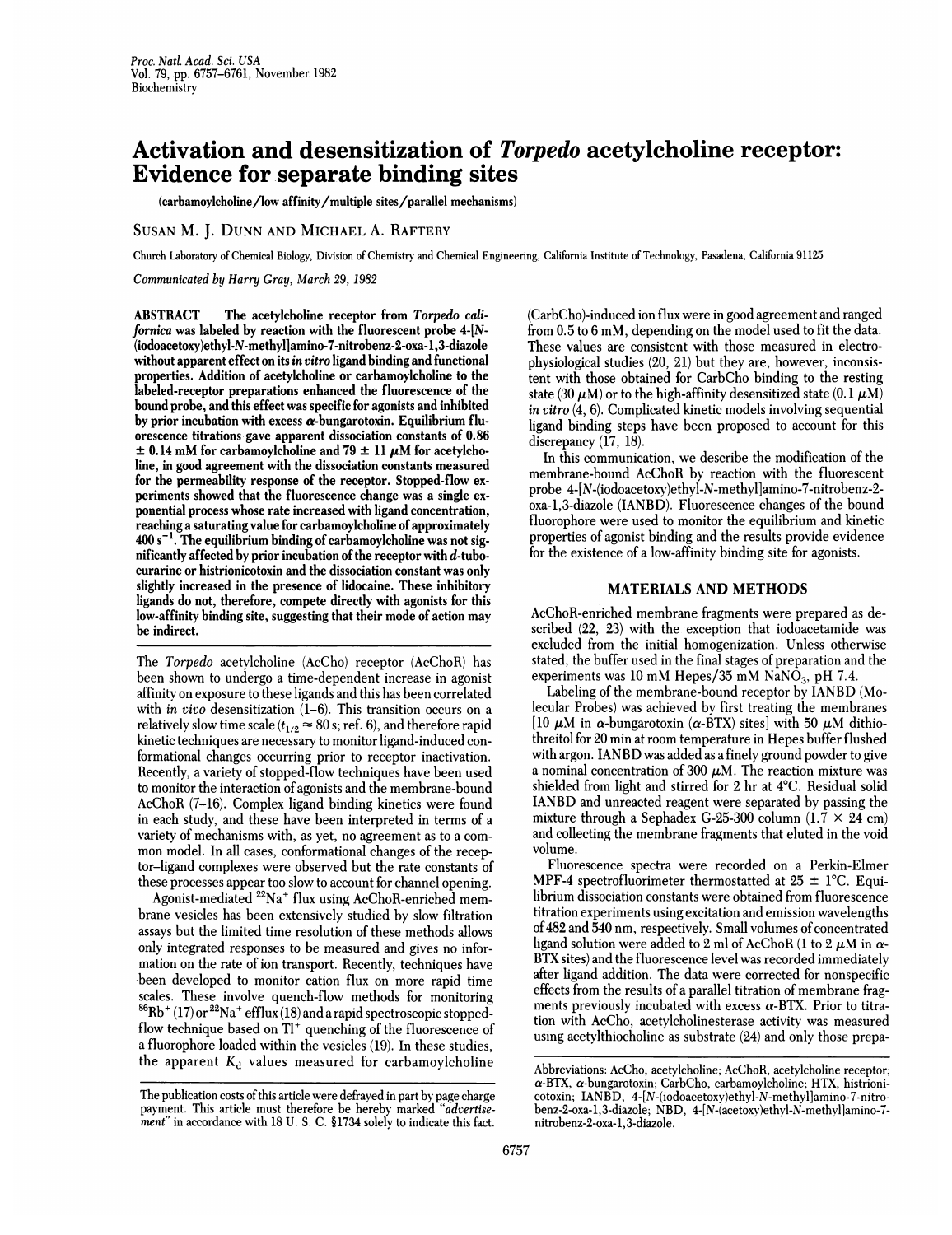# Activation and desensitization of *Torpedo* acetylcholine receptor: Evidence for separate binding sites

(carbamoylcholine/low affinity/multiple sites/parallel mechanisms)

SUSAN M. J. DUNN AND MICHAEL A. RAFTERY

Church Laboratory of Chemical Biology, Division of Chemistry and Chemical Engineering, California Institute of Technology, Pasadena, California 91125

*Communicated by Harry Gray, March 29, 1982*

**ABSTRACT** The acetylcholine receptor from *Torpedo californica* was labeled by reaction with the fluorescent probe 4-[*N*-(iodoacetoxy)ethyl-*N*-methyl]amino-7-nitrobenz-2-oxa-1,3-diazole without apparent effect on its *in vitro* ligand binding and functional properties. Addition of acetylcholine or carbamoylcholine to the labeled-receptor preparations enhanced the fluorescence of the bound probe, and this effect was specific for agonists and inhibited by prior incubation with excess α-bungarotoxin. Equilibrium fluorescence titrations gave apparent dissociation constants of 0.86 ± 0.14 mM for carbamoylcholine and 79 ± 11 μM for acetylcholine, in good agreement with the dissociation constants measured for the permeability response of the receptor. Stopped-flow experiments showed that the fluorescence change was a single exponential process whose rate increased with ligand concentration, reaching a saturating value for carbamoylcholine of approximately 400 $s^{-1}$. The equilibrium binding of carbamoylcholine was not significantly affected by prior incubation of the receptor with *d*-tubocurarine or histrionicotoxin and the dissociation constant was only slightly increased in the presence of lidocaine. These inhibitory ligands do not, therefore, compete directly with agonists for this low-affinity binding site, suggesting that their mode of action may be indirect.

The *Torpedo* acetylcholine (AcCho) receptor (AcChoR) has been shown to undergo a time-dependent increase in agonist affinity on exposure to these ligands and this has been correlated with *in vivo* desensitization (1–6). This transition occurs on a relatively slow time scale ($t_{1/2} \approx 80$ s; ref. 6), and therefore rapid kinetic techniques are necessary to monitor ligand-induced conformational changes occurring prior to receptor inactivation. Recently, a variety of stopped-flow techniques have been used to monitor the interaction of agonists and the membrane-bound AcChoR (7–16). Complex ligand binding kinetics were found in each study, and these have been interpreted in terms of a variety of mechanisms with, as yet, no agreement as to a common model. In all cases, conformational changes of the receptor–ligand complexes were observed but the rate constants of these processes appear too slow to account for channel opening.

Agonist-mediated $^{22}Na^+$ flux using AcChoR-enriched membrane vesicles has been extensively studied by slow filtration assays but the limited time resolution of these methods allows only integrated responses to be measured and gives no information on the rate of ion transport. Recently, techniques have been developed to monitor cation flux on more rapid time scales. These involve quench-flow methods for monitoring $^{86}Rb^+$ (17) or $^{22}Na^+$ efflux (18) and a rapid spectroscopic stopped-flow technique based on $Tl^+$ quenching of the fluorescence of a fluorophore loaded within the vesicles (19). In these studies, the apparent $K_d$ values measured for carbamoylcholine (CarbCho)-induced ion flux were in good agreement and ranged from 0.5 to 6 mM, depending on the model used to fit the data. These values are consistent with those measured in electrophysiological studies (20, 21) but they are, however, inconsistent with those obtained for CarbCho binding to the resting state (30 μM) or to the high-affinity desensitized state (0.1 μM) *in vitro* (4, 6). Complicated kinetic models involving sequential ligand binding steps have been proposed to account for this discrepancy (17, 18).

In this communication, we describe the modification of the membrane-bound AcChoR by reaction with the fluorescent probe 4-[*N*-(iodoacetoxy)ethyl-*N*-methyl]amino-7-nitrobenz-2-oxa-1,3-diazole (IANBD). Fluorescence changes of the bound fluorophore were used to monitor the equilibrium and kinetic properties of agonist binding and the results provide evidence for the existence of a low-affinity binding site for agonists.

## MATERIALS AND METHODS

AcChoR-enriched membrane fragments were prepared as described (22, 23) with the exception that iodoacetamide was excluded from the initial homogenization. Unless otherwise stated, the buffer used in the final stages of preparation and the experiments was 10 mM Hepes/35 mM $NaNO_3$, pH 7.4.

Labeling of the membrane-bound receptor by IANBD (Molecular Probes) was achieved by first treating the membranes [10 μM in α-bungarotoxin (α-BTX) sites] with 50 μM dithiothreitol for 20 min at room temperature in Hepes buffer flushed with argon. IANBD was added as a finely ground powder to give a nominal concentration of 300 μM. The reaction mixture was shielded from light and stirred for 2 hr at 4°C. Residual solid IANBD and unreacted reagent were separated by passing the mixture through a Sephadex G-25-300 column (1.7 × 24 cm) and collecting the membrane fragments that eluted in the void volume.

Fluorescence spectra were recorded on a Perkin-Elmer MPF-4 spectrofluorimeter thermostatted at 25 ± 1°C. Equilibrium dissociation constants were obtained from fluorescence titration experiments using excitation and emission wavelengths of 482 and 540 nm, respectively. Small volumes of concentrated ligand solution were added to 2 ml of AcChoR (1 to 2 μM in α-BTX sites) and the fluorescence level was recorded immediately after ligand addition. The data were corrected for nonspecific effects from the results of a parallel titration of membrane fragments previously incubated with excess α-BTX. Prior to titration with AcCho, acetylcholinesterase activity was measured using acetylthiocholine as substrate (24) and only those prepa-

The publication costs of this article were defrayed in part by page charge payment. This article must therefore be hereby marked "*advertisement*" in accordance with 18 U. S. C. §1734 solely to indicate this fact.

Abbreviations: AcCho, acetylcholine; AcChoR, acetylcholine receptor; α-BTX, α-bungarotoxin; CarbCho, carbamoylcholine; HTX, histrionicotoxin; IANBD, 4-[*N*-(iodoacetoxy)ethyl-*N*-methyl]amino-7-nitrobenz-2-oxa-1,3-diazole; NBD, 4-[*N*-(acetoxy)ethyl-*N*-methyl]amino-7-nitrobenz-2-oxa-1,3-diazole.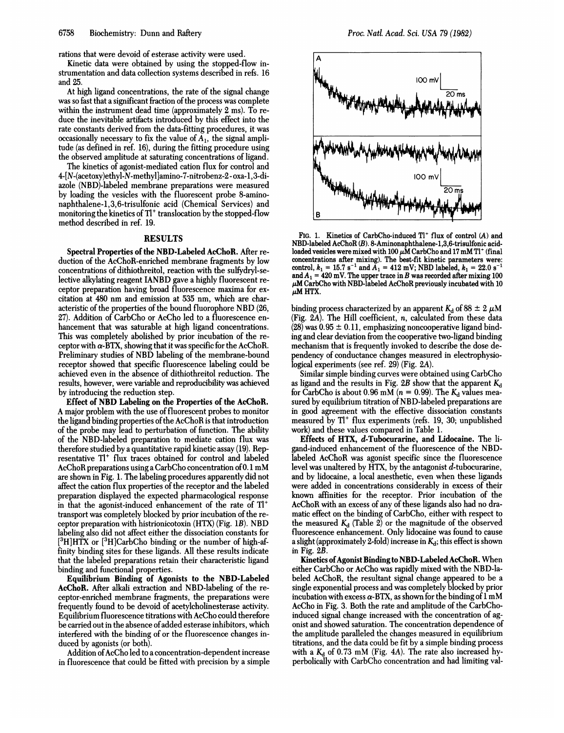rations that were devoid of esterase activity were used.

Kinetic data were obtained by using the stopped-flow instrumentation and data collection systems described in refs. 16 and 25.

At high ligand concentrations, the rate of the signal change was so fast that a significant fraction of the process was complete within the instrument dead time (approximately 2 ms). To reduce the inevitable artifacts introduced by this effect into the rate constants derived from the data-fitting procedures, it was occasionally necessary to fix the value of $A_1$, the signal amplitude (as defined in ref. 16), during the fitting procedure using the observed amplitude at saturating concentrations of ligand.

The kinetics of agonist-mediated cation flux for control and 4-[*N*-(acetoxy)ethyl-*N*-methyl]amino-7-nitrobenz-2-oxa-1,3-diazole (NBD)-labeled membrane preparations were measured by loading the vesicles with the fluorescent probe 8-aminonaphthalene-1,3,6-trisulfonic acid (Chemical Services) and monitoring the kinetics of $Tl^+$ translocation by the stopped-flow method described in ref. 19.

## RESULTS

**Spectral Properties of the NBD-Labeled AcChoR.** After reduction of the AcChoR-enriched membrane fragments by low concentrations of dithiothreitol, reaction with the sulfydryl-selective alkylating reagent IANBD gave a highly fluorescent receptor preparation having broad fluorescence maxima for excitation at 480 nm and emission at 535 nm, which are characteristic of the properties of the bound fluorophore NBD (26, 27). Addition of CarbCho or AcCho led to a fluorescence enhancement that was saturable at high ligand concentrations. This was completely abolished by prior incubation of the receptor with α-BTX, showing that it was specific for the AcChoR. Preliminary studies of NBD labeling of the membrane-bound receptor showed that specific fluorescence labeling could be achieved even in the absence of dithiothreitol reduction. The results, however, were variable and reproducibility was achieved by introducing the reduction step.

**Effect of NBD Labeling on the Properties of the AcChoR.** A major problem with the use of fluorescent probes to monitor the ligand binding properties of the AcChoR is that introduction of the probe may lead to perturbation of function. The ability of the NBD-labeled preparation to mediate cation flux was therefore studied by a quantitative rapid kinetic assay (19). Representative $Tl^+$ flux traces obtained for control and labeled AcChoR preparations using a CarbCho concentration of 0.1 mM are shown in Fig. 1. The labeling procedures apparently did not affect the cation flux properties of the receptor and the labeled preparation displayed the expected pharmacological response in that the agonist-induced enhancement of the rate of $Tl^+$ transport was completely blocked by prior incubation of the receptor preparation with histrionicotoxin (HTX) (Fig. 1*B*). NBD labeling also did not affect either the dissociation constants for [$^3$H]HTX or [$^3$H]CarbCho binding or the number of high-affinity binding sites for these ligands. All these results indicate that the labeled preparations retain their characteristic ligand binding and functional properties.

**Equilibrium Binding of Agonists to the NBD-Labeled AcChoR.** After alkali extraction and NBD-labeling of the receptor-enriched membrane fragments, the preparations were frequently found to be devoid of acetylcholinesterase activity. Equilibrium fluorescence titrations with AcCho could therefore be carried out in the absence of added esterase inhibitors, which interfered with the binding of or the fluorescence changes induced by agonists (or both).

Addition of AcCho led to a concentration-dependent increase in fluorescence that could be fitted with precision by a simple binding process characterized by an apparent $K_d$ of 88 ± 2 μM (Fig. 2*A*). The Hill coefficient, *n*, calculated from these data (28) was 0.95 ± 0.11, emphasizing noncooperative ligand binding and clear deviation from the cooperative two-ligand binding mechanism that is frequently invoked to describe the dose dependency of conductance changes measured in electrophysiological experiments (see ref. 29) (Fig. 2*A*).

FIG. 1. Kinetics of CarbCho-induced $Tl^+$ flux of control (*A*) and NBD-labeled AcChoR (*B*). 8-Aminonaphthalene-1,3,6-trisulfonic acid-loaded vesicles were mixed with 100 μM CarbCho and 17 mM $Tl^+$ (final concentrations after mixing). The best-fit kinetic parameters were: control, $k_1$ = 15.7 $s^{-1}$ and $A_1$ = 412 mV; NBD labeled, $k_1$ = 22.0 $s^{-1}$ and $A_1$ = 420 mV. The upper trace in *B* was recorded after mixing 100 μM CarbCho with NBD-labeled AcChoR previously incubated with 10 μM HTX.

Similar simple binding curves were obtained using CarbCho as ligand and the results in Fig. 2*B* show that the apparent $K_d$ for CarbCho is about 0.96 mM (*n* = 0.99). The $K_d$ values measured by equilibrium titration of NBD-labeled preparations are in good agreement with the effective dissociation constants measured by $Tl^+$ flux experiments (refs. 19, 30; unpublished work) and these values compared in Table 1.

**Effects of HTX, *d*-Tubocurarine, and Lidocaine.** The ligand-induced enhancement of the fluorescence of the NBD-labeled AcChoR was agonist specific since the fluorescence level was unaltered by HTX, by the antagonist *d*-tubocurarine, and by lidocaine, a local anesthetic, even when these ligands were added in concentrations considerably in excess of their known affinities for the receptor. Prior incubation of the AcChoR with an excess of any of these ligands also had no dramatic effect on the binding of CarbCho, either with respect to the measured $K_d$ (Table 2) or the magnitude of the observed fluorescence enhancement. Only lidocaine was found to cause a slight (approximately 2-fold) increase in $K_d$; this effect is shown in Fig. 2*B*.

**Kinetics of Agonist Binding to NBD-Labeled AcChoR.** When either CarbCho or AcCho was rapidly mixed with the NBD-labeled AcChoR, the resultant signal change appeared to be a single exponential process and was completely blocked by prior incubation with excess α-BTX, as shown for the binding of 1 mM AcCho in Fig. 3. Both the rate and amplitude of the CarbCho-induced signal change increased with the concentration of agonist and showed saturation. The concentration dependence of the amplitude paralleled the changes measured in equilibrium titrations, and the data could be fit by a simple binding process with a $K_d$ of 0.73 mM (Fig. 4*A*). The rate also increased hyperbolically with CarbCho concentration and had limiting val-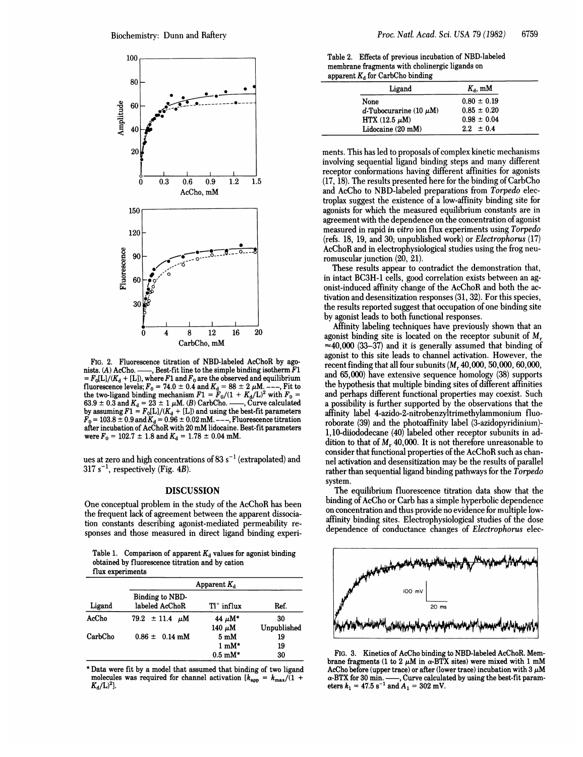FIG. 2. Fluorescence titration of NBD-labeled AcChoR by agonists. (A) AcCho. ——, Best-fit line to the simple binding isotherm $F1 = F_0[L]/(K_d + [L])$, where $F1$ and $F_0$ are the observed and equilibrium fluorescence levels; $F_0 = 74.0 \pm 0.4$ and $K_d = 88 \pm 2$ $\mu$M. – – –, Fit to the two-ligand binding mechanism $F1 = F_0/(1 + K_d/L)^2$ with $F_0 = 63.9 \pm 0.3$ and $K_d = 23 \pm 1$ $\mu$M. (B) CarbCho. ——, Curve calculated by assuming $F1 = F_0[L]/(K_d + [L])$ and using the best-fit parameters $F_0 = 103.8 \pm 0.9$ and $K_d = 0.96 \pm 0.02$ mM. – – –, Fluorescence titration after incubation of AcChoR with 20 mM lidocaine. Best-fit parameters were $F_0 = 102.7 \pm 1.8$ and $K_d = 1.78 \pm 0.04$ mM.

ues at zero and high concentrations of 83 $s^{-1}$ (extrapolated) and 317 $s^{-1}$, respectively (Fig. 4B).

## DISCUSSION

One conceptual problem in the study of the AcChoR has been the frequent lack of agreement between the apparent dissociation constants describing agonist-mediated permeability responses and those measured in direct ligand binding experiments. This has led to proposals of complex kinetic mechanisms involving sequential ligand binding steps and many different receptor conformations having different affinities for agonists (17, 18). The results presented here for the binding of CarbCho and AcCho to NBD-labeled preparations from *Torpedo* electroplax suggest the existence of a low-affinity binding site for agonists for which the measured equilibrium constants are in agreement with the dependence on the concentration of agonist measured in rapid *in vitro* ion flux experiments using *Torpedo* (refs. 18, 19, and 30; unpublished work) or *Electrophorus* (17) AcChoR and in electrophysiological studies using the frog neuromuscular junction (20, 21).

These results appear to contradict the demonstration that, in intact BC3H-1 cells, good correlation exists between an agonist-induced affinity change of the AcChoR and both the activation and desensitization responses (31, 32). For this species, the results reported suggest that occupation of one binding site by agonist leads to both functional responses.

Affinity labeling techniques have previously shown that an agonist binding site is located on the receptor subunit of $M_r \approx 40{,}000$ (33–37) and it is generally assumed that binding of agonist to this site leads to channel activation. However, the recent finding that all four subunits ($M_r$ 40,000, 50,000, 60,000, and 65,000) have extensive sequence homology (38) supports the hypothesis that multiple binding sites of different affinities and perhaps different functional properties may coexist. Such a possibility is further supported by the observations that the affinity label 4-azido-2-nitrobenzyltrimethylammonium fluoroborate (39) and the photoaffinity label (3-azidopyridinium)-1,10-diiodododecane (40) labeled other receptor subunits in addition to that of $M_r$ 40,000. It is not therefore unreasonable to consider that functional properties of the AcChoR such as channel activation and desensitization may be the results of parallel rather than sequential ligand binding pathways for the *Torpedo* system.

The equilibrium fluorescence titration data show that the binding of AcCho or Carb has a simple hyperbolic dependence on concentration and thus provide no evidence for multiple low-affinity binding sites. Electrophysiological studies of the dose dependence of conductance changes of *Electrophorus* elec-

Table 1. Comparison of apparent $K_d$ values for agonist binding obtained by fluorescence titration and by cation flux experiments

| Ligand | Apparent $K_d$: Binding to NBD-labeled AcChoR | Apparent $K_d$: $Tl^+$ influx | Ref. |
|---|---|---|---|
| AcCho | 79.2 ± 11.4 $\mu$M | 44 $\mu$M* | 30 |
| | | 140 $\mu$M | Unpublished |
| CarbCho | 0.86 ± 0.14 mM | 5 mM | 19 |
| | | 1 mM* | 19 |
| | | 0.5 mM* | 30 |

\* Data were fit by a model that assumed that binding of two ligand molecules was required for channel activation [$k_{app} = k_{max}/(1 + K_d/L)^2$].

Table 2. Effects of previous incubation of NBD-labeled membrane fragments with cholinergic ligands on apparent $K_d$ for CarbCho binding

| Ligand | $K_d$, mM |
|---|---|
| None | 0.80 ± 0.19 |
| *d*-Tubocurarine (10 $\mu$M) | 0.85 ± 0.20 |
| HTX (12.5 $\mu$M) | 0.98 ± 0.04 |
| Lidocaine (20 mM) | 2.2 ± 0.4 |

FIG. 3. Kinetics of AcCho binding to NBD-labeled AcChoR. Membrane fragments (1 to 2 $\mu$M in $\alpha$-BTX sites) were mixed with 1 mM AcCho before (upper trace) or after (lower trace) incubation with 3 $\mu$M $\alpha$-BTX for 30 min. ——, Curve calculated by using the best-fit parameters $k_1 = 47.5$ $s^{-1}$ and $A_1 = 302$ mV.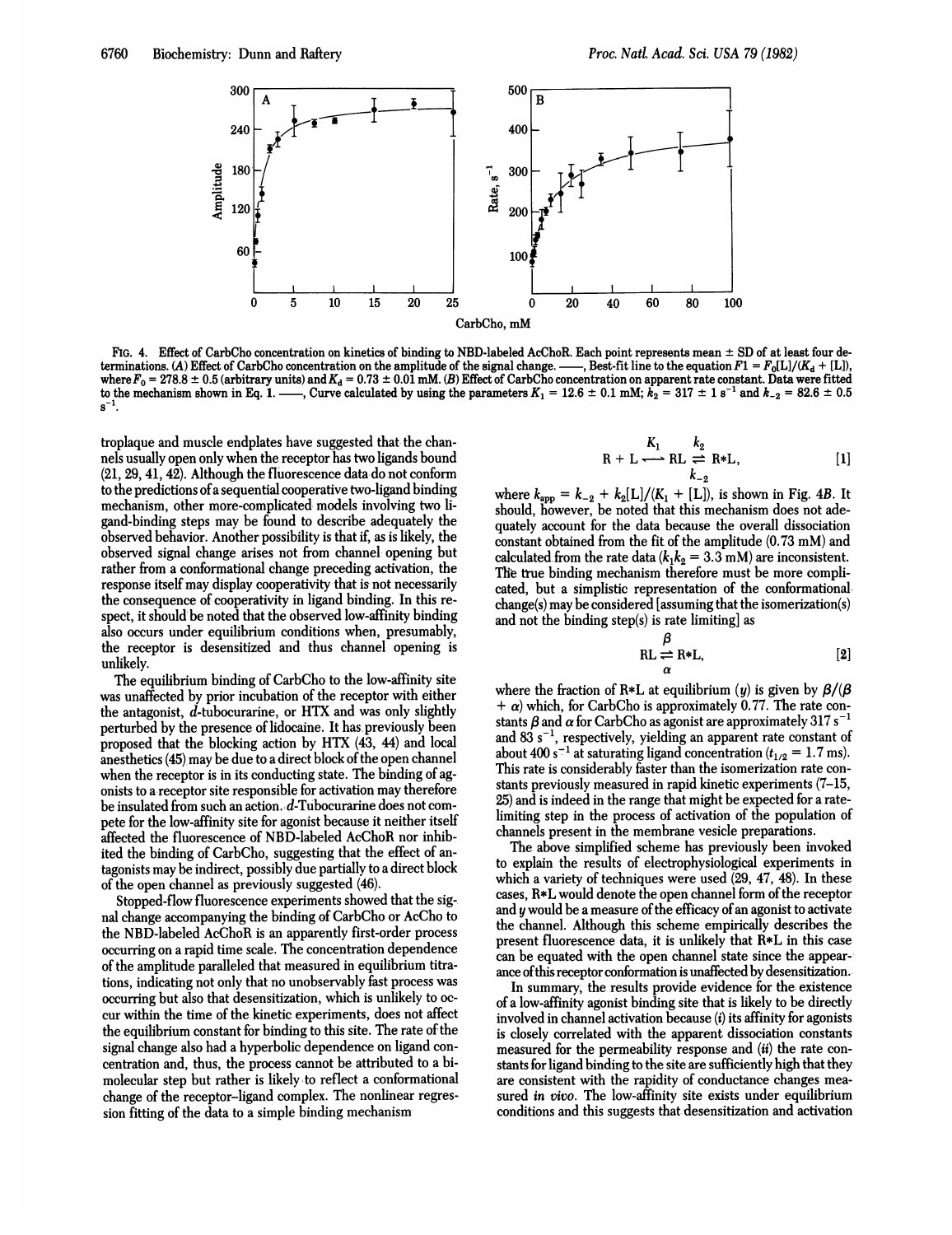FIG. 4. Effect of CarbCho concentration on kinetics of binding to NBD-labeled AcChoR. Each point represents mean ± SD of at least four determinations. (A) Effect of CarbCho concentration on the amplitude of the signal change. ——, Best-fit line to the equation $Fl = F_0[L]/(K_d + [L])$, where $F_0 = 278.8 \pm 0.5$ (arbitrary units) and $K_d = 0.73 \pm 0.01$ mM. (B) Effect of CarbCho concentration on apparent rate constant. Data were fitted to the mechanism shown in Eq. 1. ——, Curve calculated by using the parameters $K_1 = 12.6 \pm 0.1$ mM; $k_2 = 317 \pm 1\ s^{-1}$ and $k_{-2} = 82.6 \pm 0.5\ s^{-1}$.

troplaque and muscle endplates have suggested that the channels usually open only when the receptor has two ligands bound (21, 29, 41, 42). Although the fluorescence data do not conform to the predictions of a sequential cooperative two-ligand binding mechanism, other more-complicated models involving two ligand-binding steps may be found to describe adequately the observed behavior. Another possibility is that if, as is likely, the observed signal change arises not from channel opening but rather from a conformational change preceding activation, the response itself may display cooperativity that is not necessarily the consequence of cooperativity in ligand binding. In this respect, it should be noted that the observed low-affinity binding also occurs under equilibrium conditions when, presumably, the receptor is desensitized and thus channel opening is unlikely.

The equilibrium binding of CarbCho to the low-affinity site was unaffected by prior incubation of the receptor with either the antagonist, *d*-tubocurarine, or HTX and was only slightly perturbed by the presence of lidocaine. It has previously been proposed that the blocking action by HTX (43, 44) and local anesthetics (45) may be due to a direct block of the open channel when the receptor is in its conducting state. The binding of agonists to a receptor site responsible for activation may therefore be insulated from such an action. *d*-Tubocurarine does not compete for the low-affinity site for agonist because it neither itself affected the fluorescence of NBD-labeled AcChoR nor inhibited the binding of CarbCho, suggesting that the effect of antagonists may be indirect, possibly due partially to a direct block of the open channel as previously suggested (46).

Stopped-flow fluorescence experiments showed that the signal change accompanying the binding of CarbCho or AcCho to the NBD-labeled AcChoR is an apparently first-order process occurring on a rapid time scale. The concentration dependence of the amplitude paralleled that measured in equilibrium titrations, indicating not only that no unobservably fast process was occurring but also that desensitization, which is unlikely to occur within the time of the kinetic experiments, does not affect the equilibrium constant for binding to this site. The rate of the signal change also had a hyperbolic dependence on ligand concentration and, thus, the process cannot be attributed to a bimolecular step but rather is likely to reflect a conformational change of the receptor–ligand complex. The nonlinear regression fitting of the data to a simple binding mechanism

$$R + L \overset{K_1}{\longrightarrow} RL \underset{k_{-2}}{\overset{k_2}{\rightleftharpoons}} R{*}L, \qquad [1]$$

where $k_{app} = k_{-2} + k_2[L]/(K_1 + [L])$, is shown in Fig. 4B. It should, however, be noted that this mechanism does not adequately account for the data because the overall dissociation constant obtained from the fit of the amplitude (0.73 mM) and calculated from the rate data ($k_1k_2 = 3.3$ mM) are inconsistent. The true binding mechanism therefore must be more complicated, but a simplistic representation of the conformational change(s) may be considered [assuming that the isomerization(s) and not the binding step(s) is rate limiting] as

$$RL \underset{\alpha}{\overset{\beta}{\rightleftharpoons}} R{*}L, \qquad [2]$$

where the fraction of R*L at equilibrium ($y$) is given by $\beta/(\beta + \alpha)$ which, for CarbCho is approximately 0.77. The rate constants $\beta$ and $\alpha$ for CarbCho as agonist are approximately 317 $s^{-1}$ and 83 $s^{-1}$, respectively, yielding an apparent rate constant of about 400 $s^{-1}$ at saturating ligand concentration ($t_{1/2} = 1.7$ ms). This rate is considerably faster than the isomerization rate constants previously measured in rapid kinetic experiments (7–15, 25) and is indeed in the range that might be expected for a rate-limiting step in the process of activation of the population of channels present in the membrane vesicle preparations.

The above simplified scheme has previously been invoked to explain the results of electrophysiological experiments in which a variety of techniques were used (29, 47, 48). In these cases, R*L would denote the open channel form of the receptor and $y$ would be a measure of the efficacy of an agonist to activate the channel. Although this scheme empirically describes the present fluorescence data, it is unlikely that R*L in this case can be equated with the open channel state since the appearance of this receptor conformation is unaffected by desensitization.

In summary, the results provide evidence for the existence of a low-affinity agonist binding site that is likely to be directly involved in channel activation because (*i*) its affinity for agonists is closely correlated with the apparent dissociation constants measured for the permeability response and (*ii*) the rate constants for ligand binding to the site are sufficiently high that they are consistent with the rapidity of conductance changes measured *in vivo*. The low-affinity site exists under equilibrium conditions and this suggests that desensitization and activation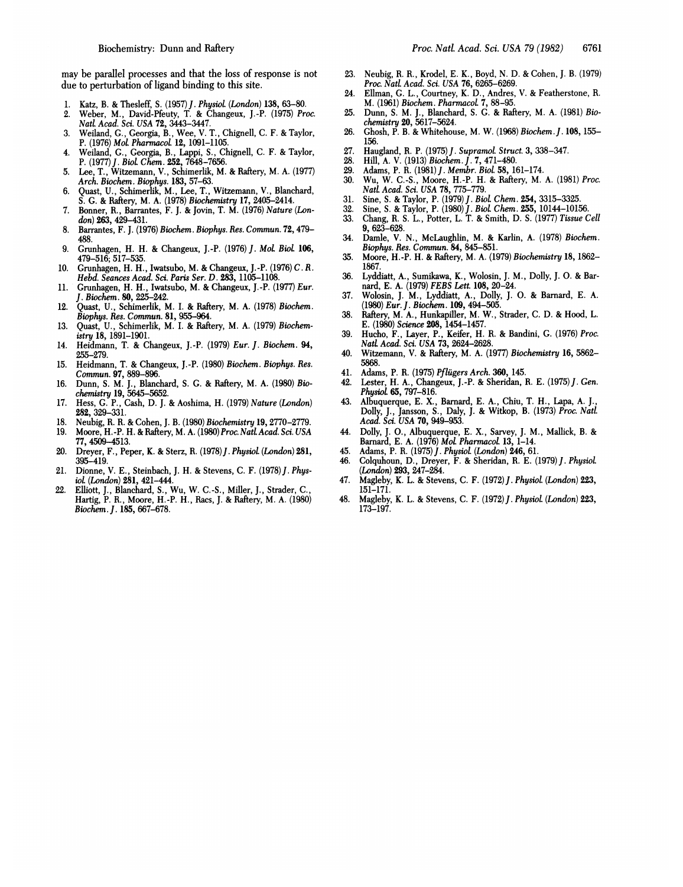may be parallel processes and that the loss of response is not due to perturbation of ligand binding to this site.

1. Katz, B. & Thesleff, S. (1957) *J. Physiol. (London)* **138**, 63–80.
2. Weber, M., David-Pfeuty, T. & Changeux, J.-P. (1975) *Proc. Natl. Acad. Sci. USA* **72**, 3443–3447.
3. Weiland, G., Georgia, B., Wee, V. T., Chignell, C. F. & Taylor, P. (1976) *Mol. Pharmacol.* **12**, 1091–1105.
4. Weiland, G., Georgia, B., Lappi, S., Chignell, C. F. & Taylor, P. (1977) *J. Biol. Chem.* **252**, 7648–7656.
5. Lee, T., Witzemann, V., Schimerlik, M. & Raftery, M. A. (1977) *Arch. Biochem. Biophys.* **183**, 57–63.
6. Quast, U., Schimerlik, M., Lee, T., Witzemann, V., Blanchard, S. G. & Raftery, M. A. (1978) *Biochemistry* **17**, 2405–2414.
7. Bonner, R., Barrantes, F. J. & Jovin, T. M. (1976) *Nature (London)* **263**, 429–431.
8. Barrantes, F. J. (1976) *Biochem. Biophys. Res. Commun.* **72**, 479–488.
9. Grunhagen, H. H. & Changeux, J.-P. (1976) *J. Mol. Biol.* **106**, 479–516; 517–535.
10. Grunhagen, H. H., Iwatsubo, M. & Changeux, J.-P. (1976) *C. R. Hebd. Seances Acad. Sci. Paris Ser. D.* **283**, 1105–1108.
11. Grunhagen, H. H., Iwatsubo, M. & Changeux, J.-P. (1977) *Eur. J. Biochem.* **80**, 225–242.
12. Quast, U., Schimerlik, M. I. & Raftery, M. A. (1978) *Biochem. Biophys. Res. Commun.* **81**, 955–964.
13. Quast, U., Schimerlik, M. I. & Raftery, M. A. (1979) *Biochemistry* **18**, 1891–1901.
14. Heidmann, T. & Changeux, J.-P. (1979) *Eur. J. Biochem.* **94**, 255–279.
15. Heidmann, T. & Changeux, J.-P. (1980) *Biochem. Biophys. Res. Commun.* **97**, 889–896.
16. Dunn, S. M. J., Blanchard, S. G. & Raftery, M. A. (1980) *Biochemistry* **19**, 5645–5652.
17. Hess, G. P., Cash, D. J. & Aoshima, H. (1979) *Nature (London)* **282**, 329–331.
18. Neubig, R. R. & Cohen, J. B. (1980) *Biochemistry* **19**, 2770–2779.
19. Moore, H.-P. H. & Raftery, M. A. (1980) *Proc. Natl. Acad. Sci. USA* **77**, 4509–4513.
20. Dreyer, F., Peper, K. & Sterz, R. (1978) *J. Physiol. (London)* **281**, 395–419.
21. Dionne, V. E., Steinbach, J. H. & Stevens, C. F. (1978) *J. Physiol. (London)* **281**, 421–444.
22. Elliott, J., Blanchard, S., Wu, W. C.-S., Miller, J., Strader, C., Hartig, P. R., Moore, H.-P. H., Racs, J. & Raftery, M. A. (1980) *Biochem. J.* **185**, 667–678.
23. Neubig, R. R., Krodel, E. K., Boyd, N. D. & Cohen, J. B. (1979) *Proc. Natl. Acad. Sci. USA* **76**, 6265–6269.
24. Ellman, G. L., Courtney, K. D., Andres, V. & Featherstone, R. M. (1961) *Biochem. Pharmacol.* **7**, 88–95.
25. Dunn, S. M. J., Blanchard, S. G. & Raftery, M. A. (1981) *Biochemistry* **20**, 5617–5624.
26. Ghosh, P. B. & Whitehouse, M. W. (1968) *Biochem. J.* **108**, 155–156.
27. Haugland, R. P. (1975) *J. Supramol. Struct.* **3**, 338–347.
28. Hill, A. V. (1913) *Biochem. J.* **7**, 471–480.
29. Adams, P. R. (1981) *J. Membr. Biol.* **58**, 161–174.
30. Wu, W. C.-S., Moore, H.-P. H. & Raftery, M. A. (1981) *Proc. Natl. Acad. Sci. USA* **78**, 775–779.
31. Sine, S. & Taylor, P. (1979) *J. Biol. Chem.* **254**, 3315–3325.
32. Sine, S. & Taylor, P. (1980) *J. Biol. Chem.* **255**, 10144–10156.
33. Chang, R. S. L., Potter, L. T. & Smith, D. S. (1977) *Tissue Cell* **9**, 623–628.
34. Damle, V. N., McLaughlin, M. & Karlin, A. (1978) *Biochem. Biophys. Res. Commun.* **84**, 845–851.
35. Moore, H.-P. H. & Raftery, M. A. (1979) *Biochemistry* **18**, 1862–1867.
36. Lyddiatt, A., Sumikawa, K., Wolosin, J. M., Dolly, J. O. & Barnard, E. A. (1979) *FEBS Lett.* **108**, 20–24.
37. Wolosin, J. M., Lyddiatt, A., Dolly, J. O. & Barnard, E. A. (1980) *Eur. J. Biochem.* **109**, 494–505.
38. Raftery, M. A., Hunkapiller, M. W., Strader, C. D. & Hood, L. E. (1980) *Science* **208**, 1454–1457.
39. Hucho, F., Layer, P., Keifer, H. R. & Bandini, G. (1976) *Proc. Natl. Acad. Sci. USA* **73**, 2624–2628.
40. Witzemann, V. & Raftery, M. A. (1977) *Biochemistry* **16**, 5862–5868.
41. Adams, P. R. (1975) *Pflügers Arch.* **360**, 145.
42. Lester, H. A., Changeux, J.-P. & Sheridan, R. E. (1975) *J. Gen. Physiol.* **65**, 797–816.
43. Albuquerque, E. X., Barnard, E. A., Chiu, T. H., Lapa, A. J., Dolly, J., Jansson, S., Daly, J. & Witkop, B. (1973) *Proc. Natl. Acad. Sci. USA* **70**, 949–953.
44. Dolly, J. O., Albuquerque, E. X., Sarvey, J. M., Mallick, B. & Barnard, E. A. (1976) *Mol. Pharmacol.* **13**, 1–14.
45. Adams, P. R. (1975) *J. Physiol. (London)* **246**, 61.
46. Colquhoun, D., Dreyer, F. & Sheridan, R. E. (1979) *J. Physiol. (London)* **293**, 247–284.
47. Magleby, K. L. & Stevens, C. F. (1972) *J. Physiol. (London)* **223**, 151–171.
48. Magleby, K. L. & Stevens, C. F. (1972) *J. Physiol. (London)* **223**, 173–197.